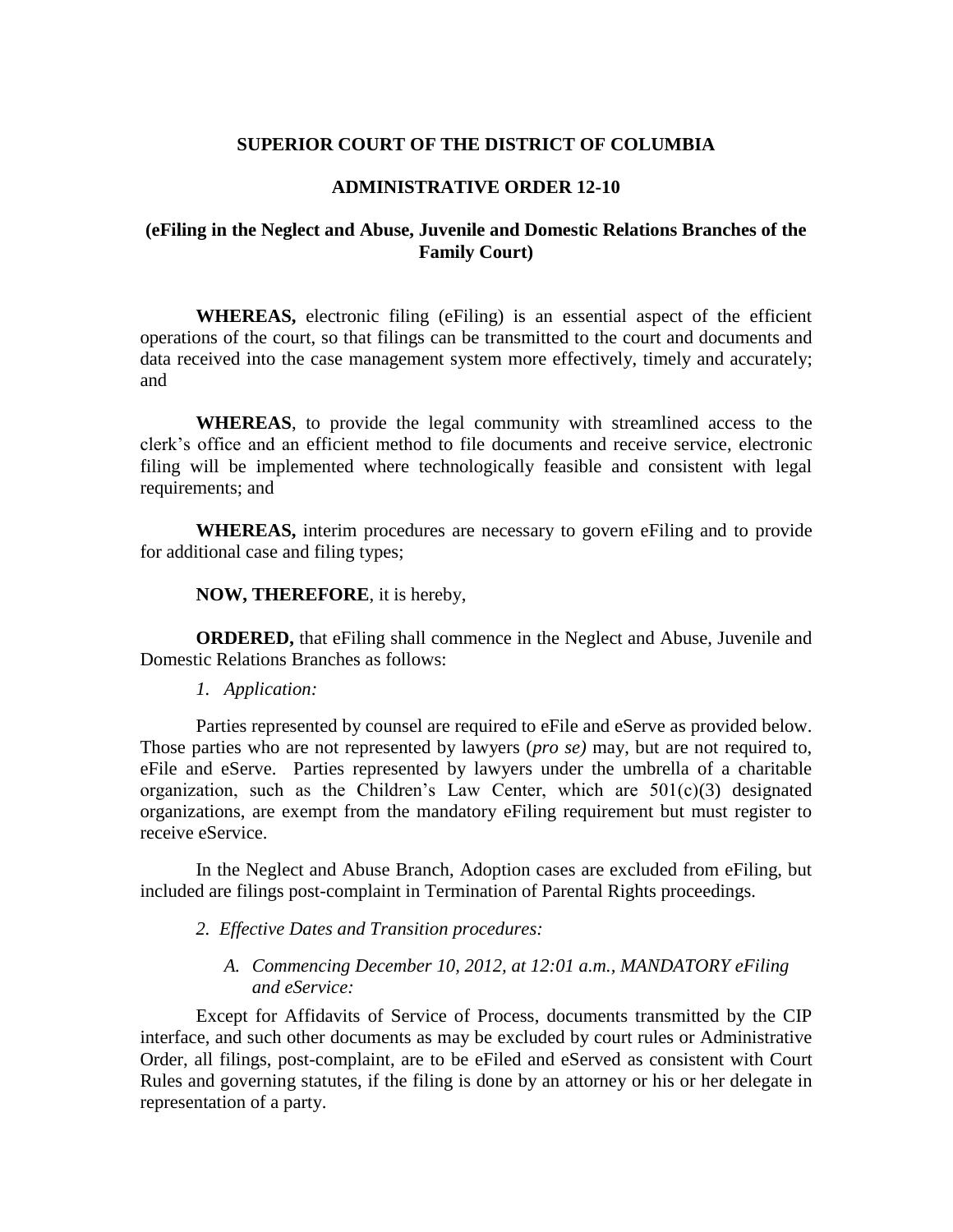**SUPERIOR COURT OF THE DISTRICT OF COLUMBIA**

**ADMINISTRATIVE ORDER 12-10**

**(eFiling in the Neglect and Abuse, Juvenile and Domestic Relations Branches of the Family Court)**

**WHEREAS,** electronic filing (eFiling) is an essential aspect of the efficient operations of the court, so that filings can be transmitted to the court and documents and data received into the case management system more effectively, timely and accurately; and

**WHEREAS**, to provide the legal community with streamlined access to the clerk's office and an efficient method to file documents and receive service, electronic filing will be implemented where technologically feasible and consistent with legal requirements; and

**WHEREAS,** interim procedures are necessary to govern eFiling and to provide for additional case and filing types;

**NOW, THEREFORE**, it is hereby,

**ORDERED,** that eFiling shall commence in the Neglect and Abuse, Juvenile and Domestic Relations Branches as follows:

*1. Application:*

Parties represented by counsel are required to eFile and eServe as provided below. Those parties who are not represented by lawyers (*pro se)* may, but are not required to, eFile and eServe. Parties represented by lawyers under the umbrella of a charitable organization, such as the Children's Law Center, which are 501(c)(3) designated organizations, are exempt from the mandatory eFiling requirement but must register to receive eService.

In the Neglect and Abuse Branch, Adoption cases are excluded from eFiling, but included are filings post-complaint in Termination of Parental Rights proceedings.

*2. Effective Dates and Transition procedures:*

*A. Commencing December 10, 2012, at 12:01 a.m., MANDATORY eFiling and eService:*

Except for Affidavits of Service of Process, documents transmitted by the CIP interface, and such other documents as may be excluded by court rules or Administrative Order, all filings, post-complaint, are to be eFiled and eServed as consistent with Court Rules and governing statutes, if the filing is done by an attorney or his or her delegate in representation of a party.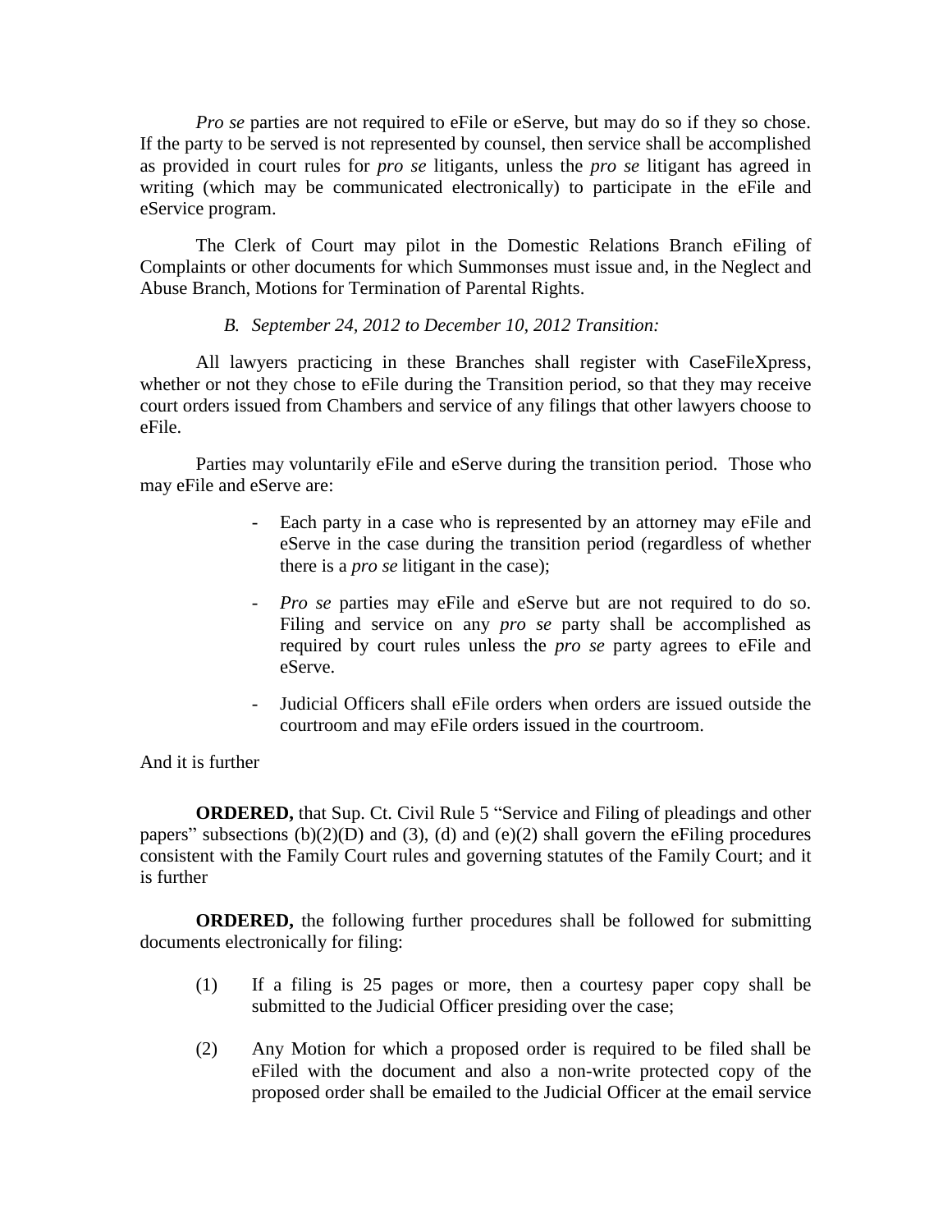*Pro se* parties are not required to eFile or eServe, but may do so if they so chose. If the party to be served is not represented by counsel, then service shall be accomplished as provided in court rules for *pro se* litigants, unless the *pro se* litigant has agreed in writing (which may be communicated electronically) to participate in the eFile and eService program.

The Clerk of Court may pilot in the Domestic Relations Branch eFiling of Complaints or other documents for which Summonses must issue and, in the Neglect and Abuse Branch, Motions for Termination of Parental Rights.

*B. September 24, 2012 to December 10, 2012 Transition:*

All lawyers practicing in these Branches shall register with CaseFileXpress, whether or not they chose to eFile during the Transition period, so that they may receive court orders issued from Chambers and service of any filings that other lawyers choose to eFile.

Parties may voluntarily eFile and eServe during the transition period. Those who may eFile and eServe are:

- Each party in a case who is represented by an attorney may eFile and eServe in the case during the transition period (regardless of whether there is a *pro se* litigant in the case);
- *Pro se* parties may eFile and eServe but are not required to do so. Filing and service on any *pro se* party shall be accomplished as required by court rules unless the *pro se* party agrees to eFile and eServe.
- Judicial Officers shall eFile orders when orders are issued outside the courtroom and may eFile orders issued in the courtroom.

And it is further

**ORDERED,** that Sup. Ct. Civil Rule 5 "Service and Filing of pleadings and other papers" subsections (b)(2)(D) and (3), (d) and (e)(2) shall govern the eFiling procedures consistent with the Family Court rules and governing statutes of the Family Court; and it is further

**ORDERED,** the following further procedures shall be followed for submitting documents electronically for filing:

(1) If a filing is 25 pages or more, then a courtesy paper copy shall be submitted to the Judicial Officer presiding over the case;

(2) Any Motion for which a proposed order is required to be filed shall be eFiled with the document and also a non-write protected copy of the proposed order shall be emailed to the Judicial Officer at the email service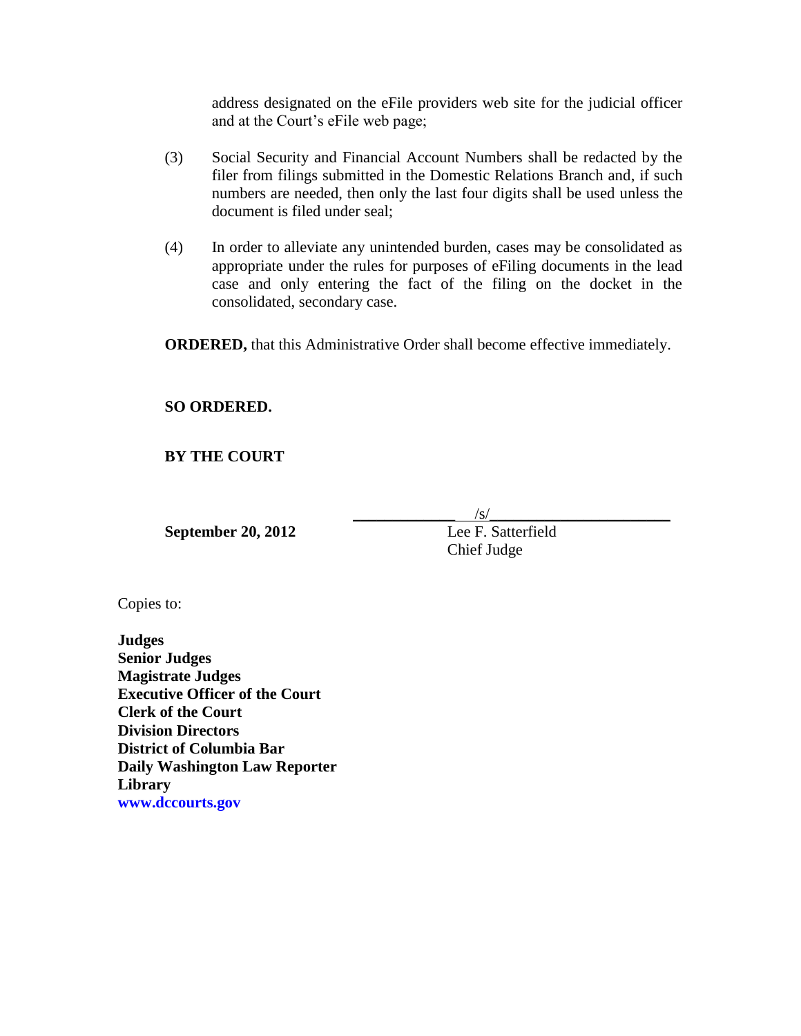address designated on the eFile providers web site for the judicial officer and at the Court's eFile web page;

(3) Social Security and Financial Account Numbers shall be redacted by the filer from filings submitted in the Domestic Relations Branch and, if such numbers are needed, then only the last four digits shall be used unless the document is filed under seal;

(4) In order to alleviate any unintended burden, cases may be consolidated as appropriate under the rules for purposes of eFiling documents in the lead case and only entering the fact of the filing on the docket in the consolidated, secondary case.

**ORDERED,** that this Administrative Order shall become effective immediately.

**SO ORDERED.**

**BY THE COURT**

**September 20, 2012**

/s/
Lee F. Satterfield
Chief Judge

Copies to:

**Judges**
**Senior Judges**
**Magistrate Judges**
**Executive Officer of the Court**
**Clerk of the Court**
**Division Directors**
**District of Columbia Bar**
**Daily Washington Law Reporter**
**Library**
**www.dccourts.gov**